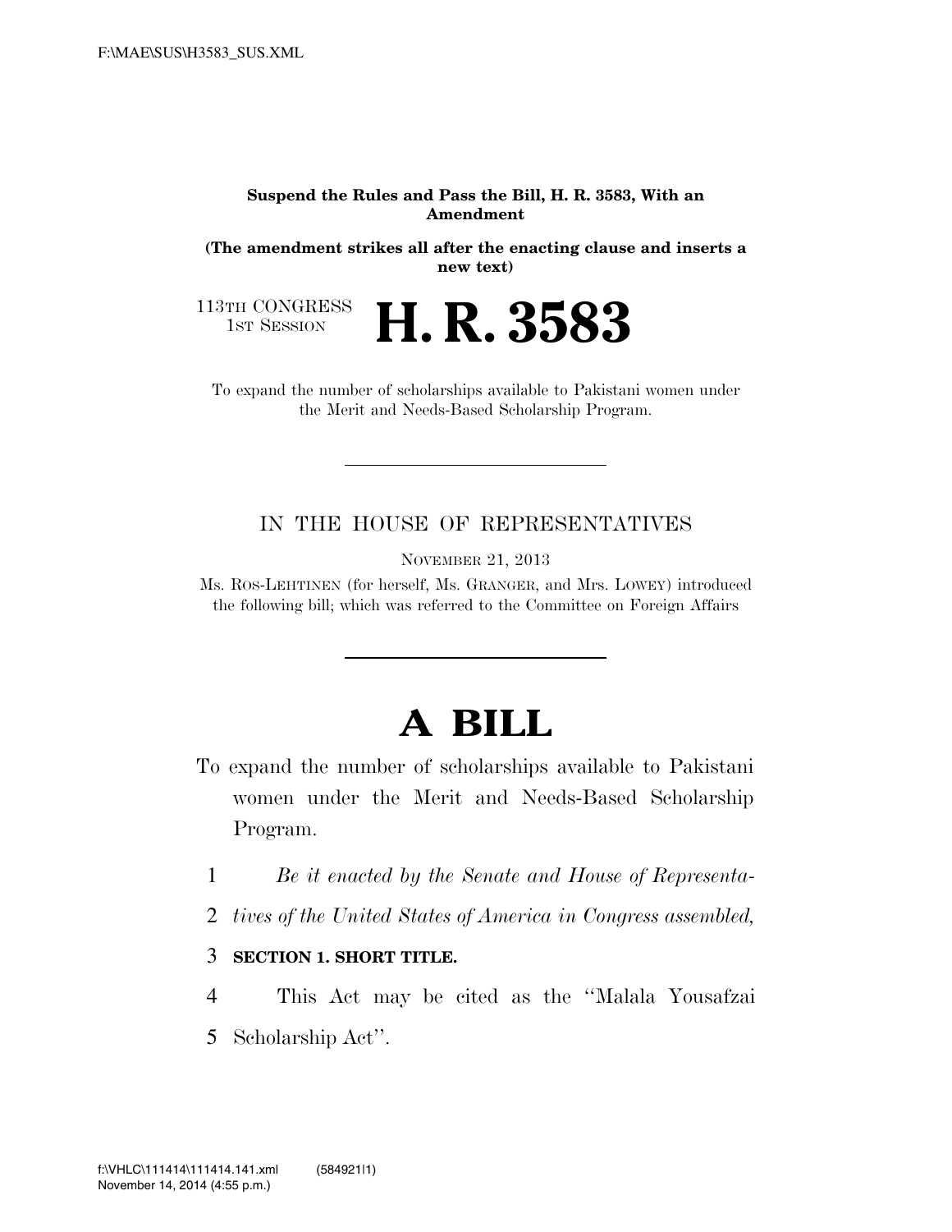**Suspend the Rules and Pass the Bill, H. R. 3583, With an Amendment**

**(The amendment strikes all after the enacting clause and inserts a new text)**

113TH CONGRESS
1ST SESSION

# H. R. 3583

To expand the number of scholarships available to Pakistani women under the Merit and Needs-Based Scholarship Program.

---

IN THE HOUSE OF REPRESENTATIVES

NOVEMBER 21, 2013

Ms. ROS-LEHTINEN (for herself, Ms. GRANGER, and Mrs. LOWEY) introduced the following bill; which was referred to the Committee on Foreign Affairs

---

# A BILL

To expand the number of scholarships available to Pakistani women under the Merit and Needs-Based Scholarship Program.

1 *Be it enacted by the Senate and House of Representa-*
2 *tives of the United States of America in Congress assembled,*

3 **SECTION 1. SHORT TITLE.**

4 This Act may be cited as the ''Malala Yousafzai
5 Scholarship Act''.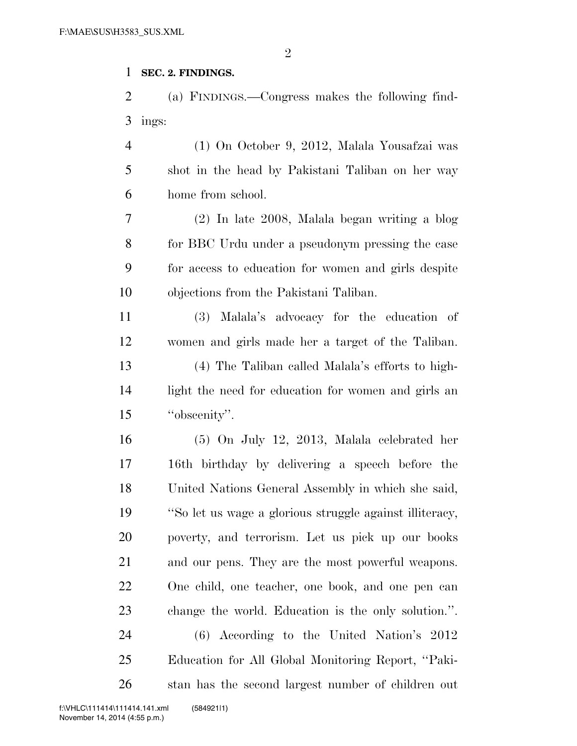**SEC. 2. FINDINGS.**

(a) FINDINGS.—Congress makes the following findings:

(1) On October 9, 2012, Malala Yousafzai was shot in the head by Pakistani Taliban on her way home from school.

(2) In late 2008, Malala began writing a blog for BBC Urdu under a pseudonym pressing the case for access to education for women and girls despite objections from the Pakistani Taliban.

(3) Malala's advocacy for the education of women and girls made her a target of the Taliban.

(4) The Taliban called Malala's efforts to highlight the need for education for women and girls an ''obscenity''.

(5) On July 12, 2013, Malala celebrated her 16th birthday by delivering a speech before the United Nations General Assembly in which she said, ''So let us wage a glorious struggle against illiteracy, poverty, and terrorism. Let us pick up our books and our pens. They are the most powerful weapons. One child, one teacher, one book, and one pen can change the world. Education is the only solution.''.

(6) According to the United Nation's 2012 Education for All Global Monitoring Report, ''Pakistan has the second largest number of children out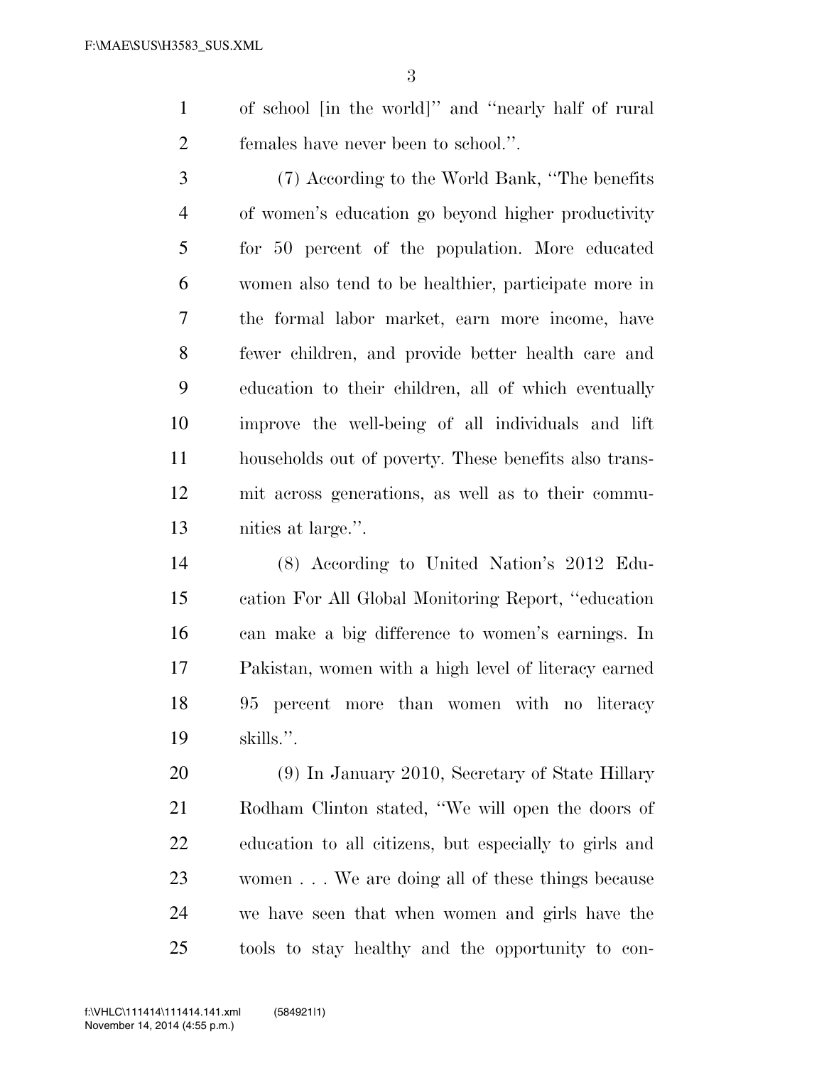of school [in the world]'' and ''nearly half of rural females have never been to school.''.

(7) According to the World Bank, ''The benefits of women's education go beyond higher productivity for 50 percent of the population. More educated women also tend to be healthier, participate more in the formal labor market, earn more income, have fewer children, and provide better health care and education to their children, all of which eventually improve the well-being of all individuals and lift households out of poverty. These benefits also transmit across generations, as well as to their communities at large.''.

(8) According to United Nation's 2012 Education For All Global Monitoring Report, ''education can make a big difference to women's earnings. In Pakistan, women with a high level of literacy earned 95 percent more than women with no literacy skills.''.

(9) In January 2010, Secretary of State Hillary Rodham Clinton stated, ''We will open the doors of education to all citizens, but especially to girls and women . . . We are doing all of these things because we have seen that when women and girls have the tools to stay healthy and the opportunity to con-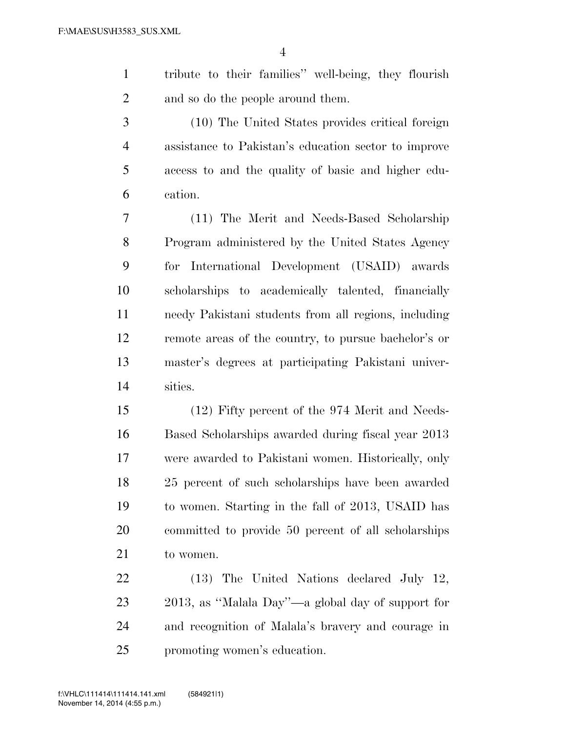tribute to their families'' well-being, they flourish and so do the people around them.

(10) The United States provides critical foreign assistance to Pakistan's education sector to improve access to and the quality of basic and higher education.

(11) The Merit and Needs-Based Scholarship Program administered by the United States Agency for International Development (USAID) awards scholarships to academically talented, financially needy Pakistani students from all regions, including remote areas of the country, to pursue bachelor's or master's degrees at participating Pakistani universities.

(12) Fifty percent of the 974 Merit and Needs-Based Scholarships awarded during fiscal year 2013 were awarded to Pakistani women. Historically, only 25 percent of such scholarships have been awarded to women. Starting in the fall of 2013, USAID has committed to provide 50 percent of all scholarships to women.

(13) The United Nations declared July 12, 2013, as ''Malala Day''—a global day of support for and recognition of Malala's bravery and courage in promoting women's education.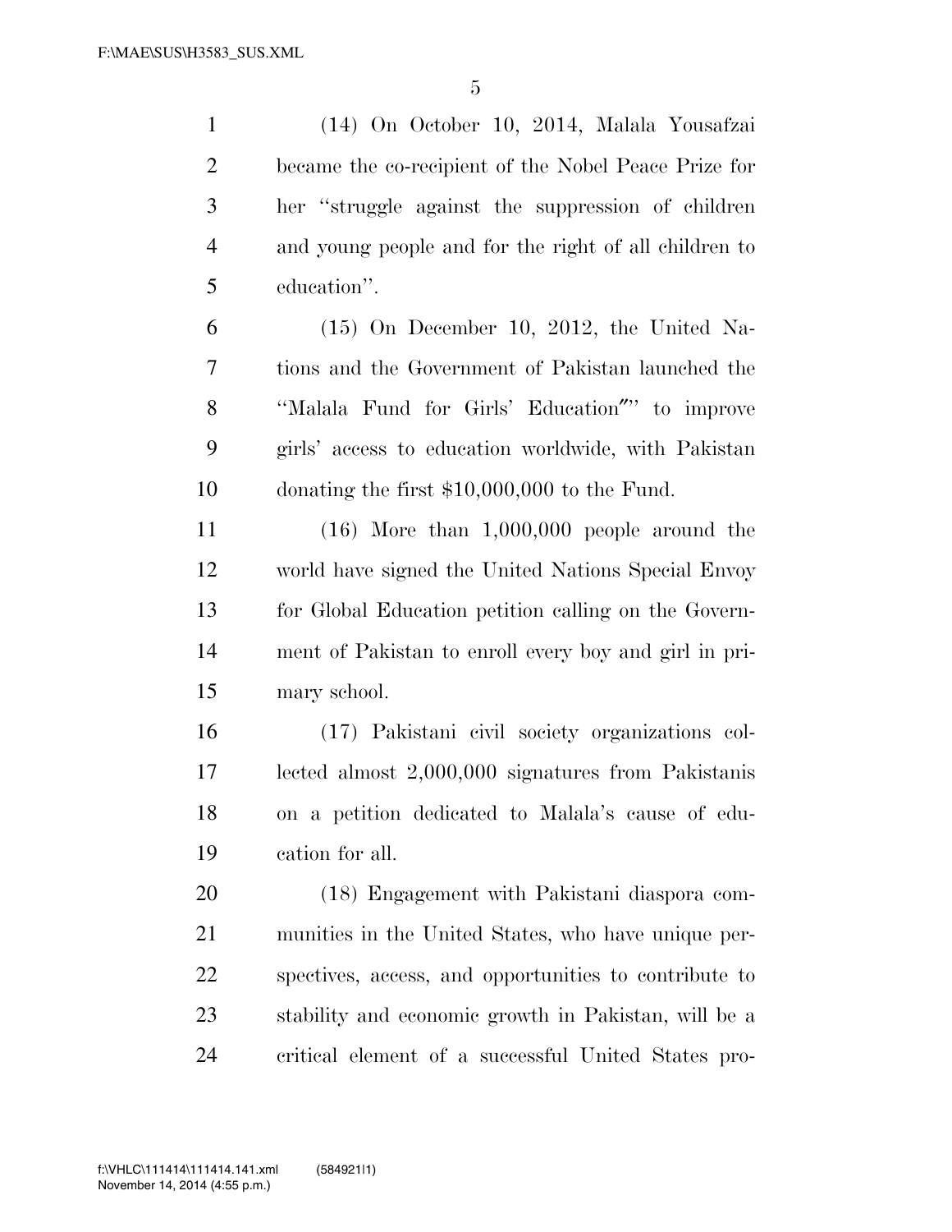(14) On October 10, 2014, Malala Yousafzai became the co-recipient of the Nobel Peace Prize for her "struggle against the suppression of children and young people and for the right of all children to education".

(15) On December 10, 2012, the United Nations and the Government of Pakistan launched the "Malala Fund for Girls' Education"" to improve girls' access to education worldwide, with Pakistan donating the first $10,000,000 to the Fund.

(16) More than 1,000,000 people around the world have signed the United Nations Special Envoy for Global Education petition calling on the Government of Pakistan to enroll every boy and girl in primary school.

(17) Pakistani civil society organizations collected almost 2,000,000 signatures from Pakistanis on a petition dedicated to Malala's cause of education for all.

(18) Engagement with Pakistani diaspora communities in the United States, who have unique perspectives, access, and opportunities to contribute to stability and economic growth in Pakistan, will be a critical element of a successful United States pro-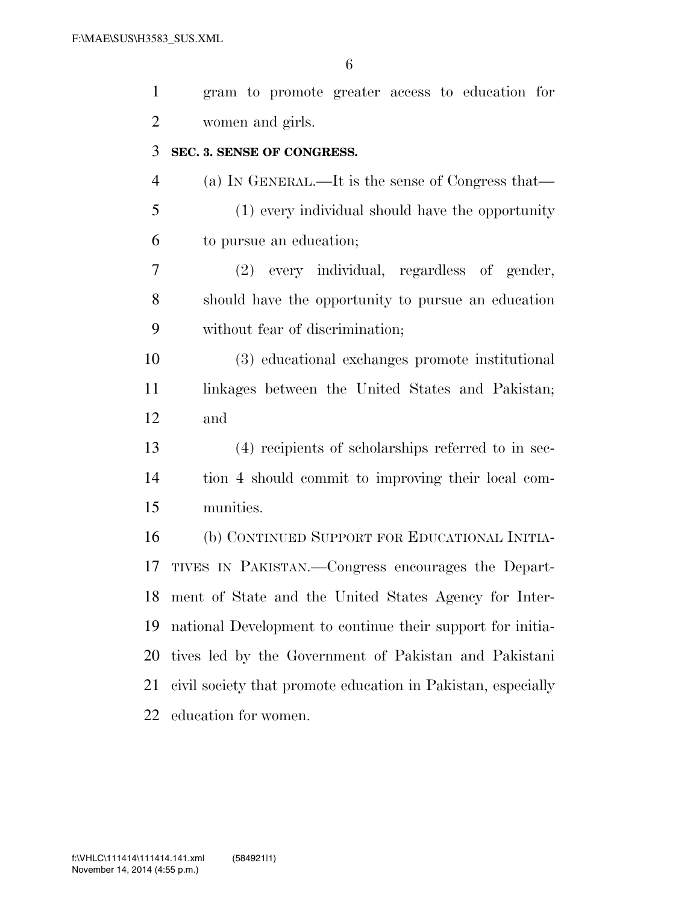gram to promote greater access to education for women and girls.

**SEC. 3. SENSE OF CONGRESS.**

(a) IN GENERAL.—It is the sense of Congress that—

(1) every individual should have the opportunity to pursue an education;

(2) every individual, regardless of gender, should have the opportunity to pursue an education without fear of discrimination;

(3) educational exchanges promote institutional linkages between the United States and Pakistan; and

(4) recipients of scholarships referred to in section 4 should commit to improving their local communities.

(b) CONTINUED SUPPORT FOR EDUCATIONAL INITIATIVES IN PAKISTAN.—Congress encourages the Department of State and the United States Agency for International Development to continue their support for initiatives led by the Government of Pakistan and Pakistani civil society that promote education in Pakistan, especially education for women.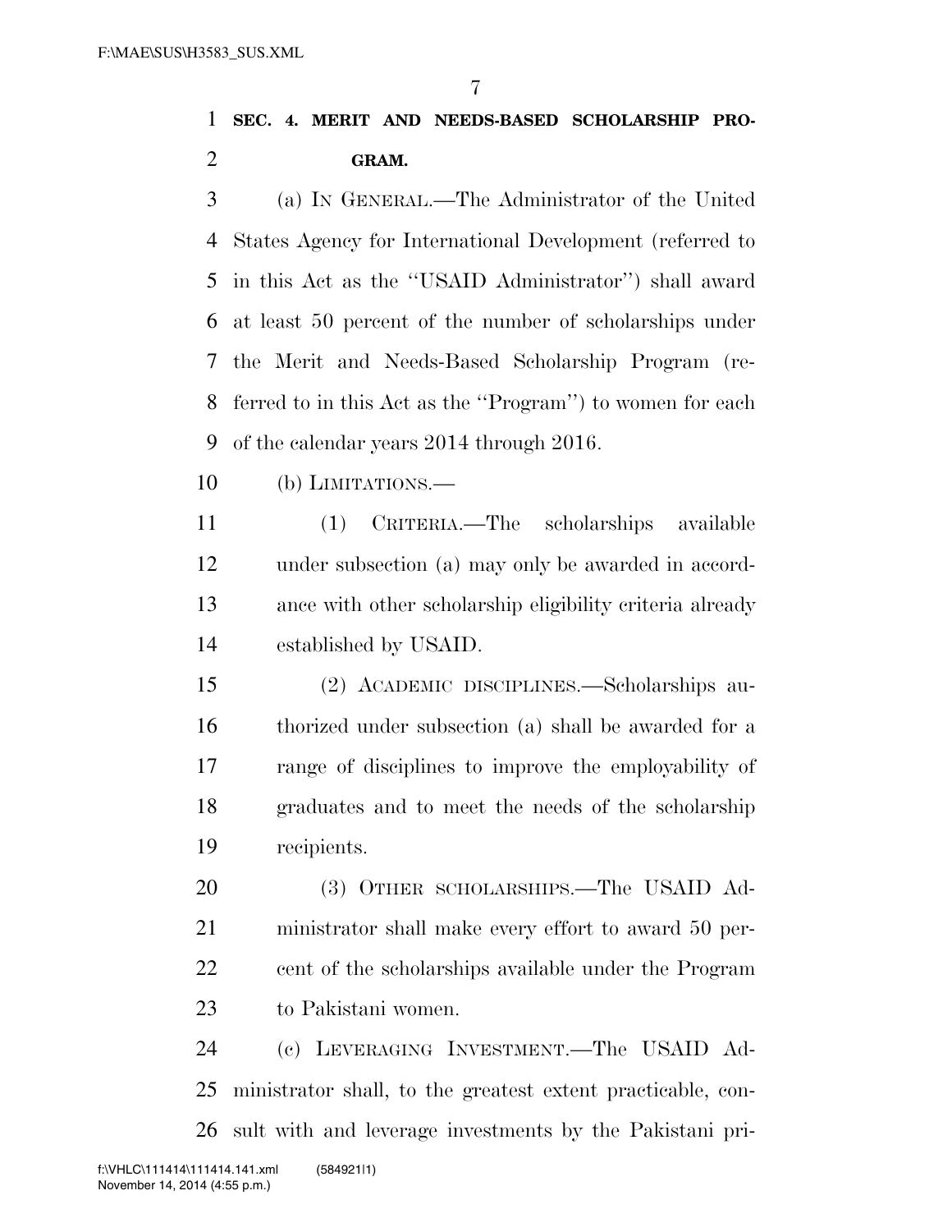**SEC. 4. MERIT AND NEEDS-BASED SCHOLARSHIP PROGRAM.**

(a) IN GENERAL.—The Administrator of the United States Agency for International Development (referred to in this Act as the ''USAID Administrator'') shall award at least 50 percent of the number of scholarships under the Merit and Needs-Based Scholarship Program (referred to in this Act as the ''Program'') to women for each of the calendar years 2014 through 2016.

(b) LIMITATIONS.—

(1) CRITERIA.—The scholarships available under subsection (a) may only be awarded in accordance with other scholarship eligibility criteria already established by USAID.

(2) ACADEMIC DISCIPLINES.—Scholarships authorized under subsection (a) shall be awarded for a range of disciplines to improve the employability of graduates and to meet the needs of the scholarship recipients.

(3) OTHER SCHOLARSHIPS.—The USAID Administrator shall make every effort to award 50 percent of the scholarships available under the Program to Pakistani women.

(c) LEVERAGING INVESTMENT.—The USAID Administrator shall, to the greatest extent practicable, consult with and leverage investments by the Pakistani pri-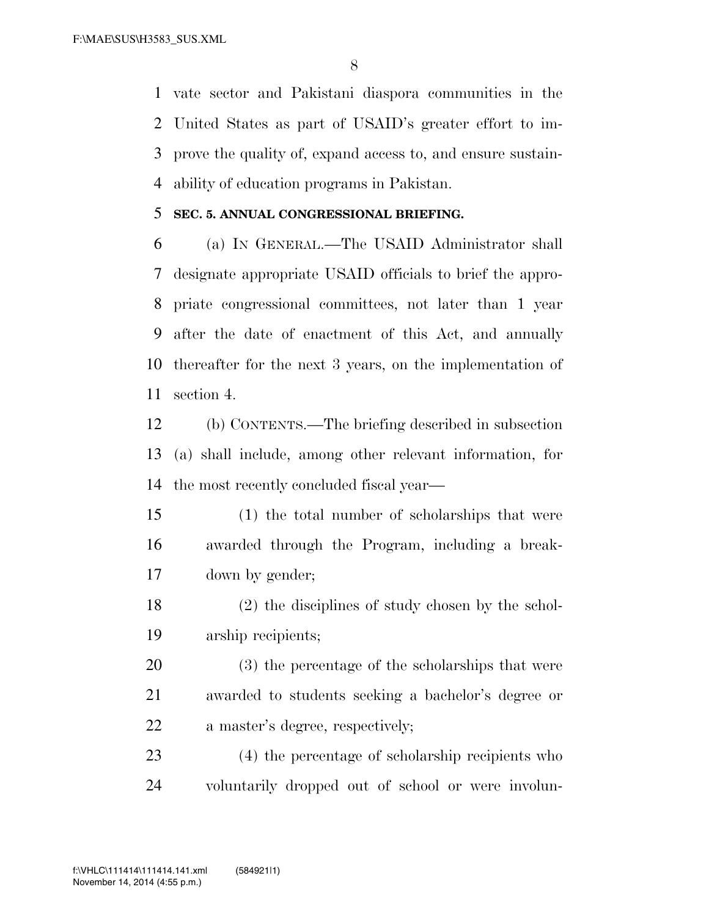vate sector and Pakistani diaspora communities in the United States as part of USAID's greater effort to improve the quality of, expand access to, and ensure sustainability of education programs in Pakistan.

### SEC. 5. ANNUAL CONGRESSIONAL BRIEFING.

(a) IN GENERAL.—The USAID Administrator shall designate appropriate USAID officials to brief the appropriate congressional committees, not later than 1 year after the date of enactment of this Act, and annually thereafter for the next 3 years, on the implementation of section 4.

(b) CONTENTS.—The briefing described in subsection (a) shall include, among other relevant information, for the most recently concluded fiscal year—

(1) the total number of scholarships that were awarded through the Program, including a breakdown by gender;

(2) the disciplines of study chosen by the scholarship recipients;

(3) the percentage of the scholarships that were awarded to students seeking a bachelor's degree or a master's degree, respectively;

(4) the percentage of scholarship recipients who voluntarily dropped out of school or were involun-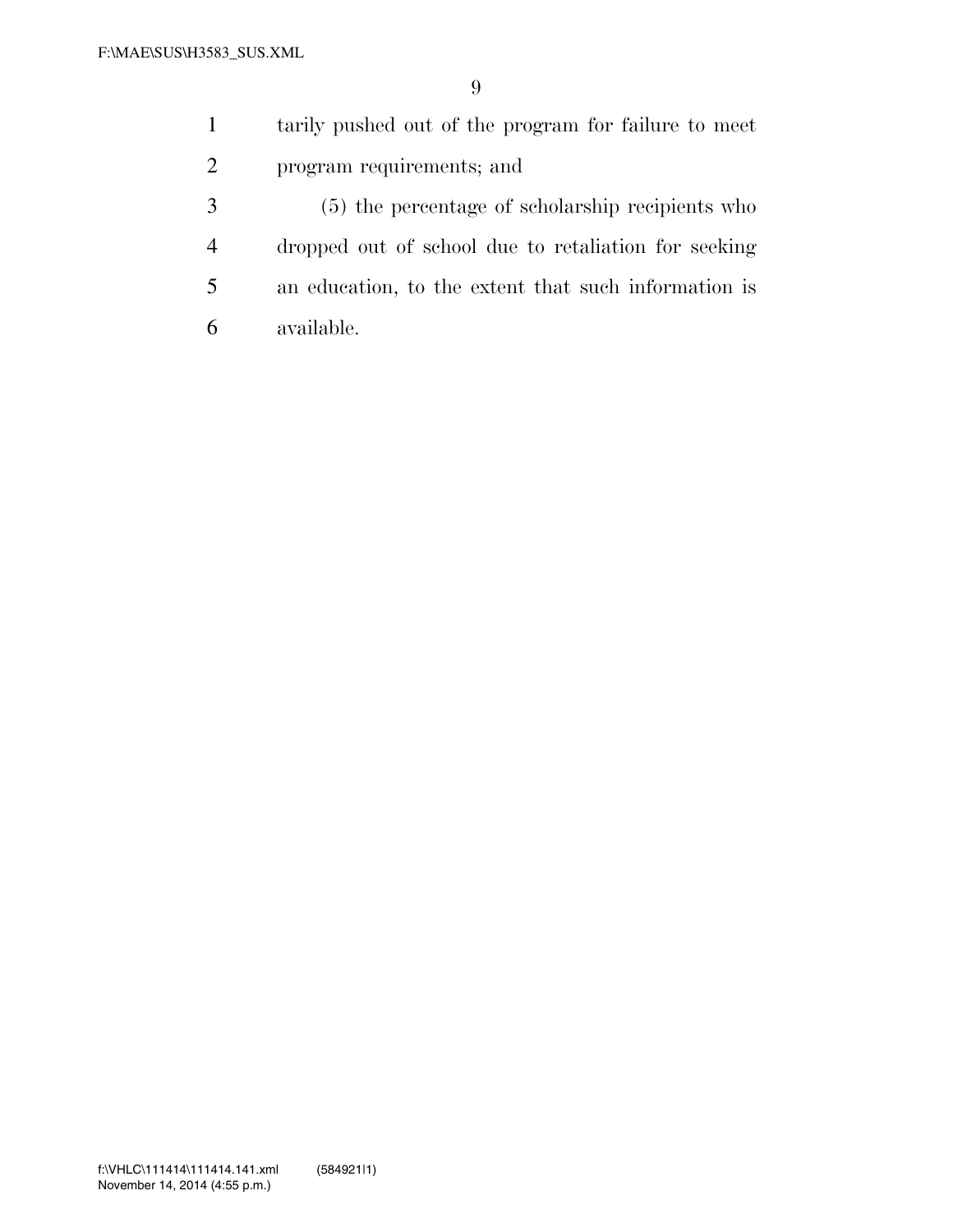tarily pushed out of the program for failure to meet program requirements; and

(5) the percentage of scholarship recipients who dropped out of school due to retaliation for seeking an education, to the extent that such information is available.